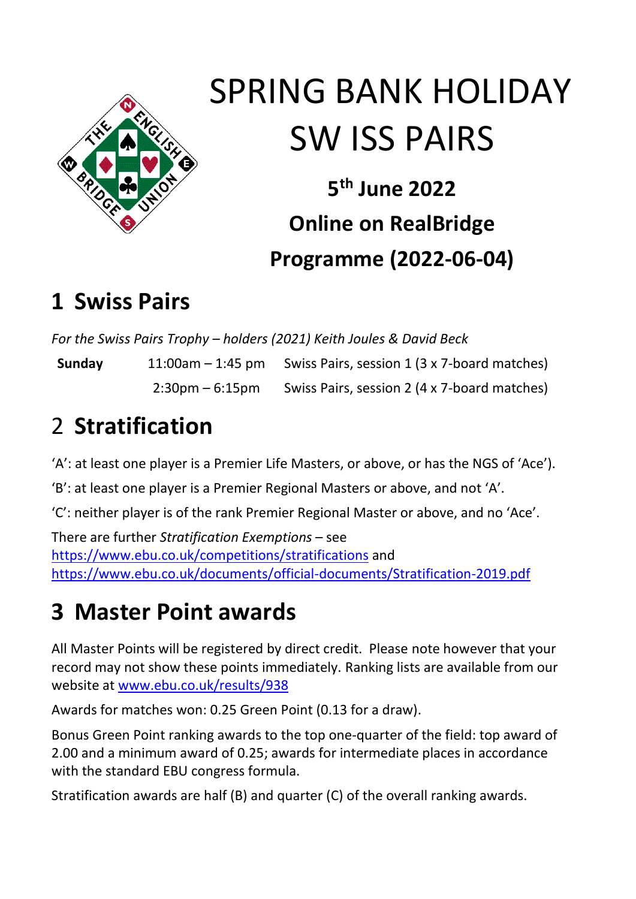# SPRING BANK HOLIDAY SW ISS PAIRS

**5th June 2022**

**Online on RealBridge**

**Programme (2022-06-04)**

## 1 Swiss Pairs

*For the Swiss Pairs Trophy – holders (2021) Keith Joules & David Beck*

| | | |
|---|---|---|
| **Sunday** | 11:00am – 1:45 pm | Swiss Pairs, session 1 (3 x 7-board matches) |
| | 2:30pm – 6:15pm | Swiss Pairs, session 2 (4 x 7-board matches) |

## 2 Stratification

'A': at least one player is a Premier Life Masters, or above, or has the NGS of 'Ace').

'B': at least one player is a Premier Regional Masters or above, and not 'A'.

'C': neither player is of the rank Premier Regional Master or above, and no 'Ace'.

There are further *Stratification Exemptions* – see https://www.ebu.co.uk/competitions/stratifications and https://www.ebu.co.uk/documents/official-documents/Stratification-2019.pdf

## 3 Master Point awards

All Master Points will be registered by direct credit. Please note however that your record may not show these points immediately. Ranking lists are available from our website at www.ebu.co.uk/results/938

Awards for matches won: 0.25 Green Point (0.13 for a draw).

Bonus Green Point ranking awards to the top one-quarter of the field: top award of 2.00 and a minimum award of 0.25; awards for intermediate places in accordance with the standard EBU congress formula.

Stratification awards are half (B) and quarter (C) of the overall ranking awards.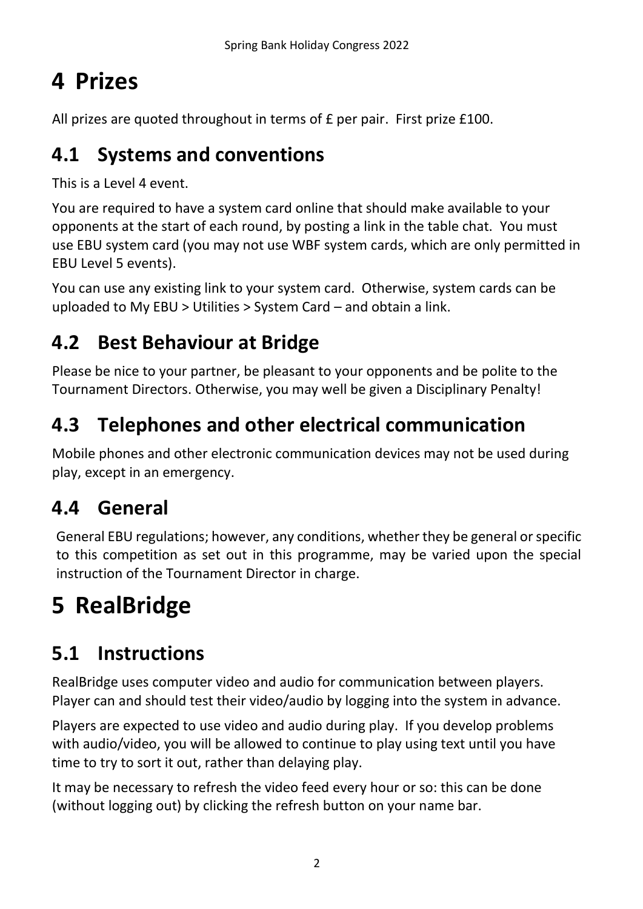# 4 Prizes

All prizes are quoted throughout in terms of £ per pair. First prize £100.

## 4.1 Systems and conventions

This is a Level 4 event.

You are required to have a system card online that should make available to your opponents at the start of each round, by posting a link in the table chat. You must use EBU system card (you may not use WBF system cards, which are only permitted in EBU Level 5 events).

You can use any existing link to your system card. Otherwise, system cards can be uploaded to My EBU > Utilities > System Card – and obtain a link.

## 4.2 Best Behaviour at Bridge

Please be nice to your partner, be pleasant to your opponents and be polite to the Tournament Directors. Otherwise, you may well be given a Disciplinary Penalty!

## 4.3 Telephones and other electrical communication

Mobile phones and other electronic communication devices may not be used during play, except in an emergency.

## 4.4 General

General EBU regulations; however, any conditions, whether they be general or specific to this competition as set out in this programme, may be varied upon the special instruction of the Tournament Director in charge.

# 5 RealBridge

## 5.1 Instructions

RealBridge uses computer video and audio for communication between players. Player can and should test their video/audio by logging into the system in advance.

Players are expected to use video and audio during play. If you develop problems with audio/video, you will be allowed to continue to play using text until you have time to try to sort it out, rather than delaying play.

It may be necessary to refresh the video feed every hour or so: this can be done (without logging out) by clicking the refresh button on your name bar.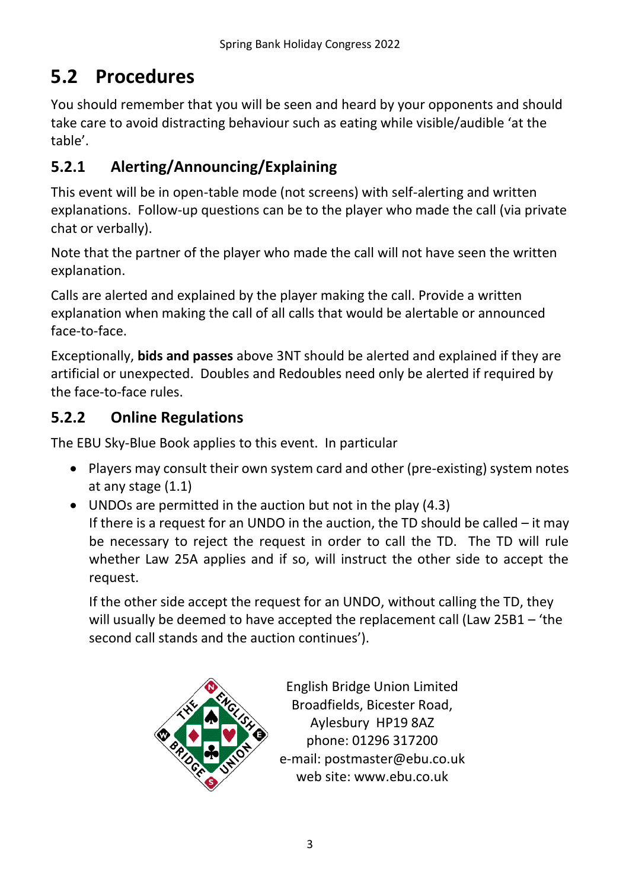## 5.2 Procedures

You should remember that you will be seen and heard by your opponents and should take care to avoid distracting behaviour such as eating while visible/audible 'at the table'.

### 5.2.1 Alerting/Announcing/Explaining

This event will be in open-table mode (not screens) with self-alerting and written explanations. Follow-up questions can be to the player who made the call (via private chat or verbally).

Note that the partner of the player who made the call will not have seen the written explanation.

Calls are alerted and explained by the player making the call. Provide a written explanation when making the call of all calls that would be alertable or announced face-to-face.

Exceptionally, **bids and passes** above 3NT should be alerted and explained if they are artificial or unexpected. Doubles and Redoubles need only be alerted if required by the face-to-face rules.

### 5.2.2 Online Regulations

The EBU Sky-Blue Book applies to this event. In particular

- Players may consult their own system card and other (pre-existing) system notes at any stage (1.1)
- UNDOs are permitted in the auction but not in the play (4.3)
  If there is a request for an UNDO in the auction, the TD should be called – it may be necessary to reject the request in order to call the TD. The TD will rule whether Law 25A applies and if so, will instruct the other side to accept the request.

  If the other side accept the request for an UNDO, without calling the TD, they will usually be deemed to have accepted the replacement call (Law 25B1 – 'the second call stands and the auction continues').

English Bridge Union Limited
Broadfields, Bicester Road,
Aylesbury HP19 8AZ
phone: 01296 317200
e-mail: postmaster@ebu.co.uk
web site: www.ebu.co.uk